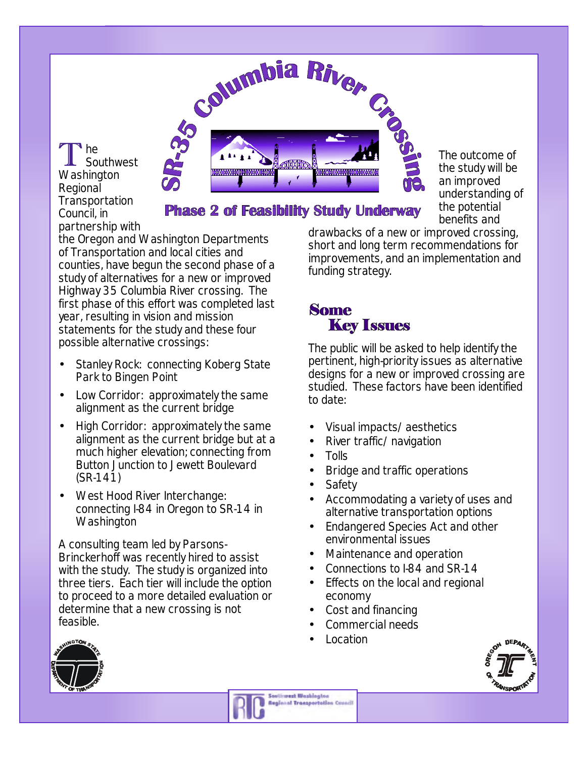# SR-35 Columbia River Crossing

## Phase 2 of Feasibility Study Underway

The Southwest Washington Regional Transportation Council, in partnership with the Oregon and Washington Departments of Transportation and local cities and counties, have begun the second phase of a study of alternatives for a new or improved Highway 35 Columbia River crossing. The first phase of this effort was completed last year, resulting in vision and mission statements for the study and these four possible alternative crossings:

- Stanley Rock: connecting Koberg State Park to Bingen Point
- Low Corridor: approximately the same alignment as the current bridge
- High Corridor: approximately the same alignment as the current bridge but at a much higher elevation; connecting from Button Junction to Jewett Boulevard (SR-141)
- West Hood River Interchange: connecting I-84 in Oregon to SR-14 in Washington

A consulting team led by Parsons-Brinckerhoff was recently hired to assist with the study. The study is organized into three tiers. Each tier will include the option to proceed to a more detailed evaluation or determine that a new crossing is not feasible.

The outcome of the study will be an improved understanding of the potential benefits and drawbacks of a new or improved crossing, short and long term recommendations for improvements, and an implementation and funding strategy.

## Some Key Issues

The public will be asked to help identify the pertinent, high-priority issues as alternative designs for a new or improved crossing are studied. These factors have been identified to date:

- Visual impacts/ aesthetics
- River traffic/ navigation
- Tolls
- Bridge and traffic operations
- Safety
- Accommodating a variety of uses and alternative transportation options
- Endangered Species Act and other environmental issues
- Maintenance and operation
- Connections to I-84 and SR-14
- Effects on the local and regional economy
- Cost and financing
- Commercial needs
- Location

Southwest Washington Regional Transportation Council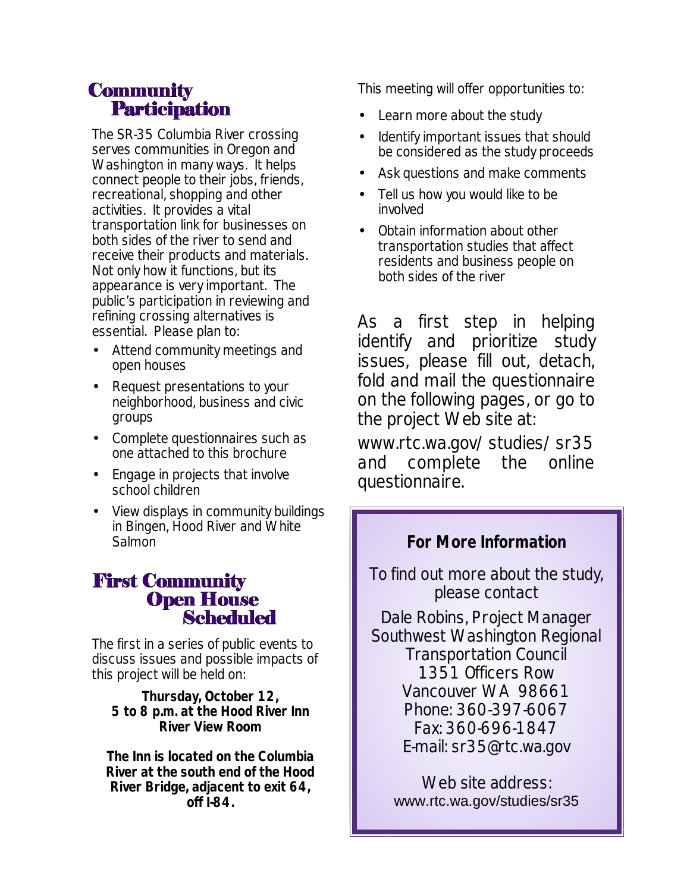## Community Participation

The SR-35 Columbia River crossing serves communities in Oregon and Washington in many ways. It helps connect people to their jobs, friends, recreational, shopping and other activities. It provides a vital transportation link for businesses on both sides of the river to send and receive their products and materials. Not only how it functions, but its appearance is very important. The public's participation in reviewing and refining crossing alternatives is essential. Please plan to:

- Attend community meetings and open houses
- Request presentations to your neighborhood, business and civic groups
- Complete questionnaires such as one attached to this brochure
- Engage in projects that involve school children
- View displays in community buildings in Bingen, Hood River and White Salmon

## First Community Open House Scheduled

The first in a series of public events to discuss issues and possible impacts of this project will be held on:

**Thursday, October 12,
5 to 8 p.m. at the Hood River Inn
River View Room**

**The Inn is located on the Columbia River at the south end of the Hood River Bridge, adjacent to exit 64, off I-84.**

This meeting will offer opportunities to:

- Learn more about the study
- Identify important issues that should be considered as the study proceeds
- Ask questions and make comments
- Tell us how you would like to be involved
- Obtain information about other transportation studies that affect residents and business people on both sides of the river

As a first step in helping identify and prioritize study issues, please fill out, detach, fold and mail the questionnaire on the following pages, or go to the project Web site at:

www.rtc.wa.gov/studies/sr35 and complete the online questionnaire.

**For More Information**

To find out more about the study, please contact

Dale Robins, Project Manager
Southwest Washington Regional Transportation Council
1351 Officers Row
Vancouver WA 98661
Phone: 360-397-6067
Fax: 360-696-1847
E-mail: sr35@rtc.wa.gov

Web site address:
www.rtc.wa.gov/studies/sr35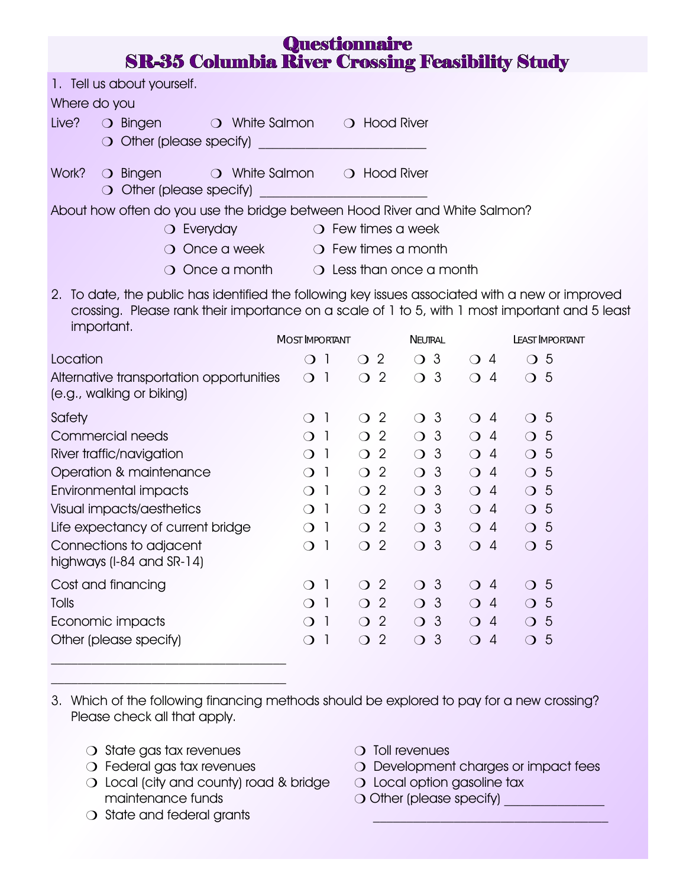# Questionnaire
# SR-35 Columbia River Crossing Feasibility Study

1. Tell us about yourself.

Where do you

Live? ❍ Bingen ❍ White Salmon ❍ Hood River
❍ Other (please specify) ________________________

Work? ❍ Bingen ❍ White Salmon ❍ Hood River
❍ Other (please specify) ________________________

About how often do you use the bridge between Hood River and White Salmon?

❍ Everyday ❍ Few times a week
❍ Once a week ❍ Few times a month
❍ Once a month ❍ Less than once a month

2. To date, the public has identified the following key issues associated with a new or improved crossing. Please rank their importance on a scale of 1 to 5, with 1 most important and 5 least important.

| | Most Important | | Neutral | | Least Important |
|---|---|---|---|---|---|
| Location | ❍ 1 | ❍ 2 | ❍ 3 | ❍ 4 | ❍ 5 |
| Alternative transportation opportunities (e.g., walking or biking) | ❍ 1 | ❍ 2 | ❍ 3 | ❍ 4 | ❍ 5 |
| Safety | ❍ 1 | ❍ 2 | ❍ 3 | ❍ 4 | ❍ 5 |
| Commercial needs | ❍ 1 | ❍ 2 | ❍ 3 | ❍ 4 | ❍ 5 |
| River traffic/navigation | ❍ 1 | ❍ 2 | ❍ 3 | ❍ 4 | ❍ 5 |
| Operation & maintenance | ❍ 1 | ❍ 2 | ❍ 3 | ❍ 4 | ❍ 5 |
| Environmental impacts | ❍ 1 | ❍ 2 | ❍ 3 | ❍ 4 | ❍ 5 |
| Visual impacts/aesthetics | ❍ 1 | ❍ 2 | ❍ 3 | ❍ 4 | ❍ 5 |
| Life expectancy of current bridge | ❍ 1 | ❍ 2 | ❍ 3 | ❍ 4 | ❍ 5 |
| Connections to adjacent highways (I-84 and SR-14) | ❍ 1 | ❍ 2 | ❍ 3 | ❍ 4 | ❍ 5 |
| Cost and financing | ❍ 1 | ❍ 2 | ❍ 3 | ❍ 4 | ❍ 5 |
| Tolls | ❍ 1 | ❍ 2 | ❍ 3 | ❍ 4 | ❍ 5 |
| Economic impacts | ❍ 1 | ❍ 2 | ❍ 3 | ❍ 4 | ❍ 5 |
| Other (please specify) | ❍ 1 | ❍ 2 | ❍ 3 | ❍ 4 | ❍ 5 |

__________________________________

__________________________________

3. Which of the following financing methods should be explored to pay for a new crossing? Please check all that apply.

❍ State gas tax revenues
❍ Federal gas tax revenues
❍ Local (city and county) road & bridge maintenance funds
❍ State and federal grants
❍ Toll revenues
❍ Development charges or impact fees
❍ Local option gasoline tax
❍ Other (please specify) ______________

__________________________________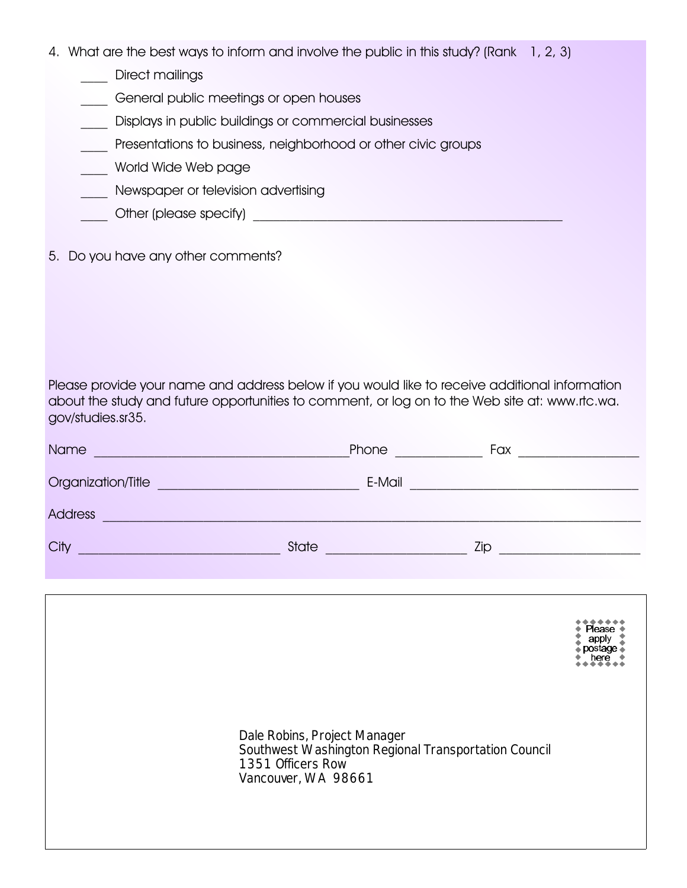4. What are the best ways to inform and involve the public in this study? (Rank 1, 2, 3)

   ____ Direct mailings

   ____ General public meetings or open houses

   ____ Displays in public buildings or commercial businesses

   ____ Presentations to business, neighborhood or other civic groups

   ____ World Wide Web page

   ____ Newspaper or television advertising

   ____ Other (please specify) ________________________________________

5. Do you have any other comments?

Please provide your name and address below if you would like to receive additional information about the study and future opportunities to comment, or log on to the Web site at: www.rtc.wa.gov/studies.sr35.

Name ________________________________ Phone ___________ Fax ______________

Organization/Title _________________________ E-Mail ____________________________

Address ______________________________________________________________________

City _________________________ State __________________ Zip __________________

---

Please apply postage here

Dale Robins, Project Manager
Southwest Washington Regional Transportation Council
1351 Officers Row
Vancouver, WA 98661